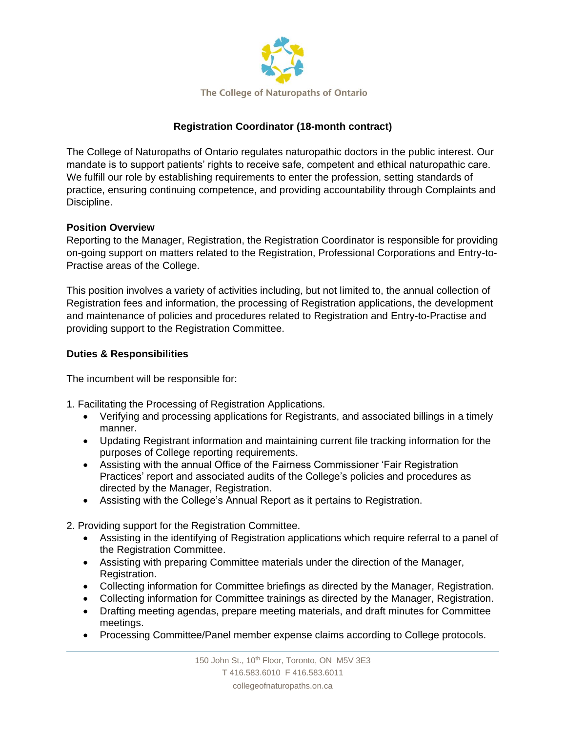The College of Naturopaths of Ontario

# Registration Coordinator (18-month contract)

The College of Naturopaths of Ontario regulates naturopathic doctors in the public interest. Our mandate is to support patients' rights to receive safe, competent and ethical naturopathic care. We fulfill our role by establishing requirements to enter the profession, setting standards of practice, ensuring continuing competence, and providing accountability through Complaints and Discipline.

## Position Overview

Reporting to the Manager, Registration, the Registration Coordinator is responsible for providing on-going support on matters related to the Registration, Professional Corporations and Entry-to-Practise areas of the College.

This position involves a variety of activities including, but not limited to, the annual collection of Registration fees and information, the processing of Registration applications, the development and maintenance of policies and procedures related to Registration and Entry-to-Practise and providing support to the Registration Committee.

## Duties & Responsibilities

The incumbent will be responsible for:

1. Facilitating the Processing of Registration Applications.
   - Verifying and processing applications for Registrants, and associated billings in a timely manner.
   - Updating Registrant information and maintaining current file tracking information for the purposes of College reporting requirements.
   - Assisting with the annual Office of the Fairness Commissioner 'Fair Registration Practices' report and associated audits of the College's policies and procedures as directed by the Manager, Registration.
   - Assisting with the College's Annual Report as it pertains to Registration.

2. Providing support for the Registration Committee.
   - Assisting in the identifying of Registration applications which require referral to a panel of the Registration Committee.
   - Assisting with preparing Committee materials under the direction of the Manager, Registration.
   - Collecting information for Committee briefings as directed by the Manager, Registration.
   - Collecting information for Committee trainings as directed by the Manager, Registration.
   - Drafting meeting agendas, prepare meeting materials, and draft minutes for Committee meetings.
   - Processing Committee/Panel member expense claims according to College protocols.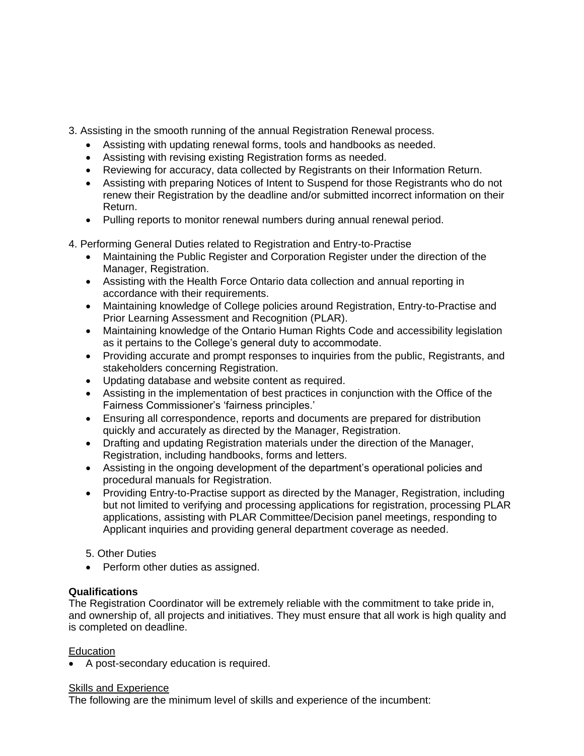3. Assisting in the smooth running of the annual Registration Renewal process.
   - Assisting with updating renewal forms, tools and handbooks as needed.
   - Assisting with revising existing Registration forms as needed.
   - Reviewing for accuracy, data collected by Registrants on their Information Return.
   - Assisting with preparing Notices of Intent to Suspend for those Registrants who do not renew their Registration by the deadline and/or submitted incorrect information on their Return.
   - Pulling reports to monitor renewal numbers during annual renewal period.

4. Performing General Duties related to Registration and Entry-to-Practise
   - Maintaining the Public Register and Corporation Register under the direction of the Manager, Registration.
   - Assisting with the Health Force Ontario data collection and annual reporting in accordance with their requirements.
   - Maintaining knowledge of College policies around Registration, Entry-to-Practise and Prior Learning Assessment and Recognition (PLAR).
   - Maintaining knowledge of the Ontario Human Rights Code and accessibility legislation as it pertains to the College's general duty to accommodate.
   - Providing accurate and prompt responses to inquiries from the public, Registrants, and stakeholders concerning Registration.
   - Updating database and website content as required.
   - Assisting in the implementation of best practices in conjunction with the Office of the Fairness Commissioner's 'fairness principles.'
   - Ensuring all correspondence, reports and documents are prepared for distribution quickly and accurately as directed by the Manager, Registration.
   - Drafting and updating Registration materials under the direction of the Manager, Registration, including handbooks, forms and letters.
   - Assisting in the ongoing development of the department's operational policies and procedural manuals for Registration.
   - Providing Entry-to-Practise support as directed by the Manager, Registration, including but not limited to verifying and processing applications for registration, processing PLAR applications, assisting with PLAR Committee/Decision panel meetings, responding to Applicant inquiries and providing general department coverage as needed.

5. Other Duties
   - Perform other duties as assigned.

**Qualifications**

The Registration Coordinator will be extremely reliable with the commitment to take pride in, and ownership of, all projects and initiatives. They must ensure that all work is high quality and is completed on deadline.

Education

- A post-secondary education is required.

Skills and Experience

The following are the minimum level of skills and experience of the incumbent: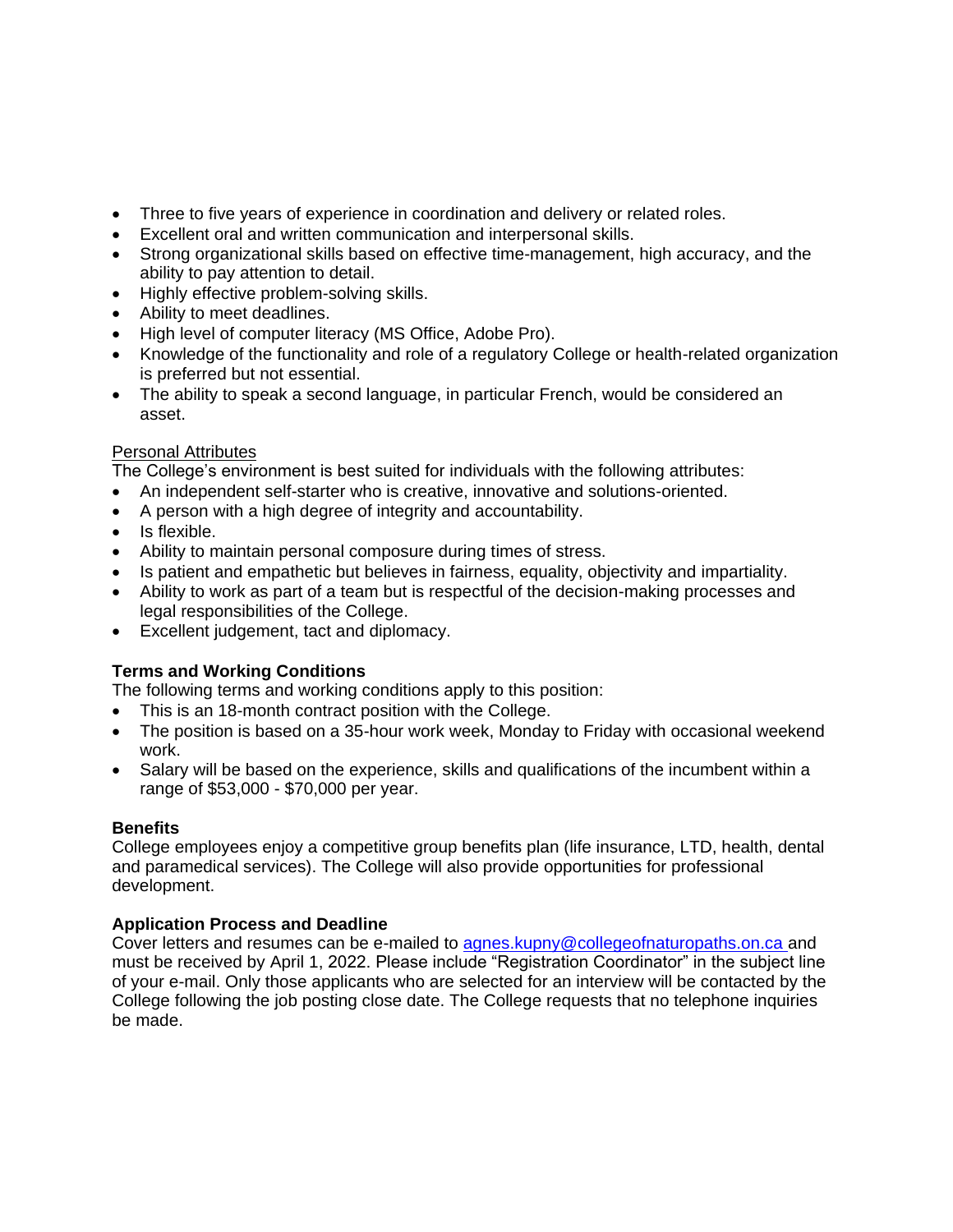- Three to five years of experience in coordination and delivery or related roles.
- Excellent oral and written communication and interpersonal skills.
- Strong organizational skills based on effective time-management, high accuracy, and the ability to pay attention to detail.
- Highly effective problem-solving skills.
- Ability to meet deadlines.
- High level of computer literacy (MS Office, Adobe Pro).
- Knowledge of the functionality and role of a regulatory College or health-related organization is preferred but not essential.
- The ability to speak a second language, in particular French, would be considered an asset.

Personal Attributes

The College's environment is best suited for individuals with the following attributes:

- An independent self-starter who is creative, innovative and solutions-oriented.
- A person with a high degree of integrity and accountability.
- Is flexible.
- Ability to maintain personal composure during times of stress.
- Is patient and empathetic but believes in fairness, equality, objectivity and impartiality.
- Ability to work as part of a team but is respectful of the decision-making processes and legal responsibilities of the College.
- Excellent judgement, tact and diplomacy.

**Terms and Working Conditions**

The following terms and working conditions apply to this position:

- This is an 18-month contract position with the College.
- The position is based on a 35-hour work week, Monday to Friday with occasional weekend work.
- Salary will be based on the experience, skills and qualifications of the incumbent within a range of $53,000 - $70,000 per year.

**Benefits**

College employees enjoy a competitive group benefits plan (life insurance, LTD, health, dental and paramedical services). The College will also provide opportunities for professional development.

**Application Process and Deadline**

Cover letters and resumes can be e-mailed to agnes.kupny@collegeofnaturopaths.on.ca and must be received by April 1, 2022. Please include "Registration Coordinator" in the subject line of your e-mail. Only those applicants who are selected for an interview will be contacted by the College following the job posting close date. The College requests that no telephone inquiries be made.